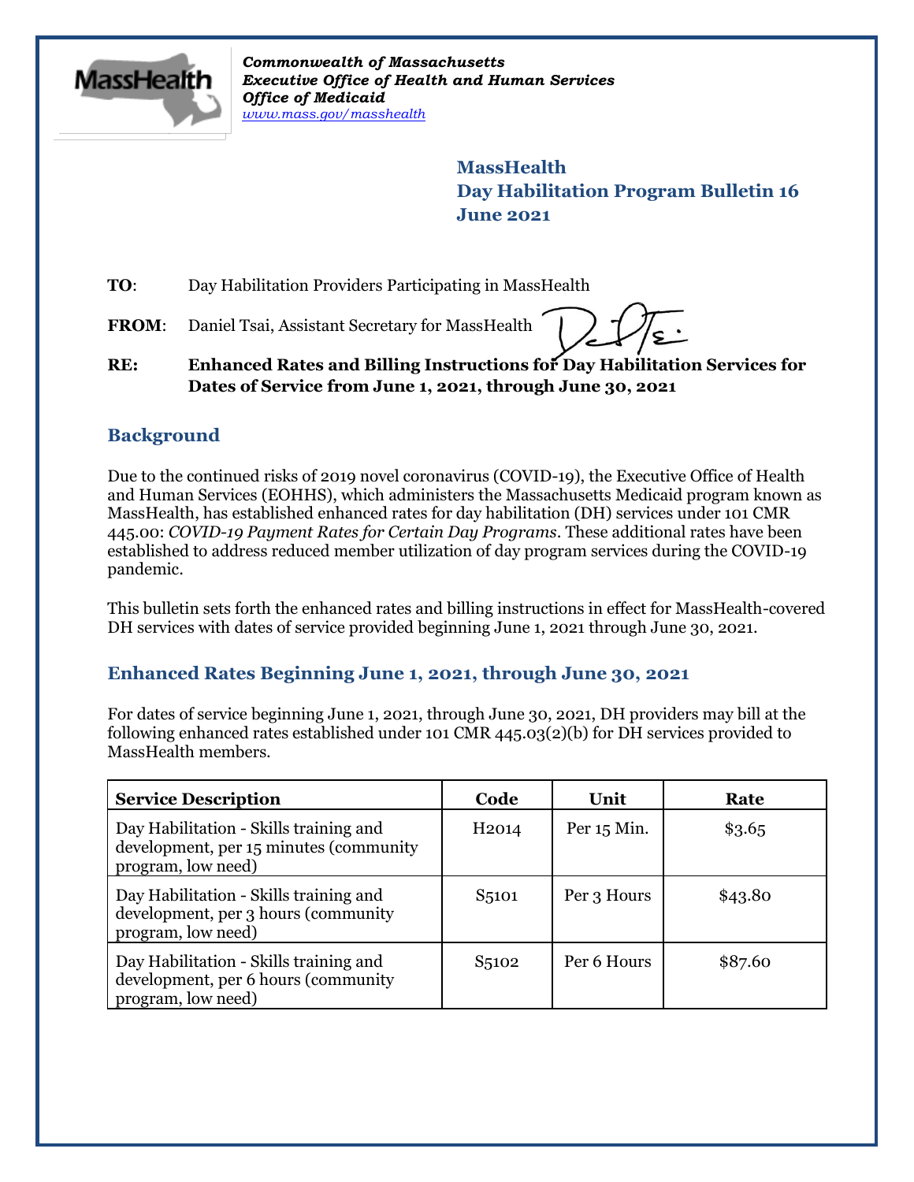*Commonwealth of Massachusetts*
*Executive Office of Health and Human Services*
*Office of Medicaid*
*www.mass.gov/masshealth*

**MassHealth**
**Day Habilitation Program Bulletin 16**
**June 2021**

**TO**: Day Habilitation Providers Participating in MassHealth

**FROM**: Daniel Tsai, Assistant Secretary for MassHealth

**RE: Enhanced Rates and Billing Instructions for Day Habilitation Services for Dates of Service from June 1, 2021, through June 30, 2021**

## Background

Due to the continued risks of 2019 novel coronavirus (COVID-19), the Executive Office of Health and Human Services (EOHHS), which administers the Massachusetts Medicaid program known as MassHealth, has established enhanced rates for day habilitation (DH) services under 101 CMR 445.00: *COVID-19 Payment Rates for Certain Day Programs*. These additional rates have been established to address reduced member utilization of day program services during the COVID-19 pandemic.

This bulletin sets forth the enhanced rates and billing instructions in effect for MassHealth-covered DH services with dates of service provided beginning June 1, 2021 through June 30, 2021.

## Enhanced Rates Beginning June 1, 2021, through June 30, 2021

For dates of service beginning June 1, 2021, through June 30, 2021, DH providers may bill at the following enhanced rates established under 101 CMR 445.03(2)(b) for DH services provided to MassHealth members.

| Service Description | Code | Unit | Rate |
|---|---|---|---|
| Day Habilitation - Skills training and development, per 15 minutes (community program, low need) | H2014 | Per 15 Min. | $3.65 |
| Day Habilitation - Skills training and development, per 3 hours (community program, low need) | S5101 | Per 3 Hours | $43.80 |
| Day Habilitation - Skills training and development, per 6 hours (community program, low need) | S5102 | Per 6 Hours | $87.60 |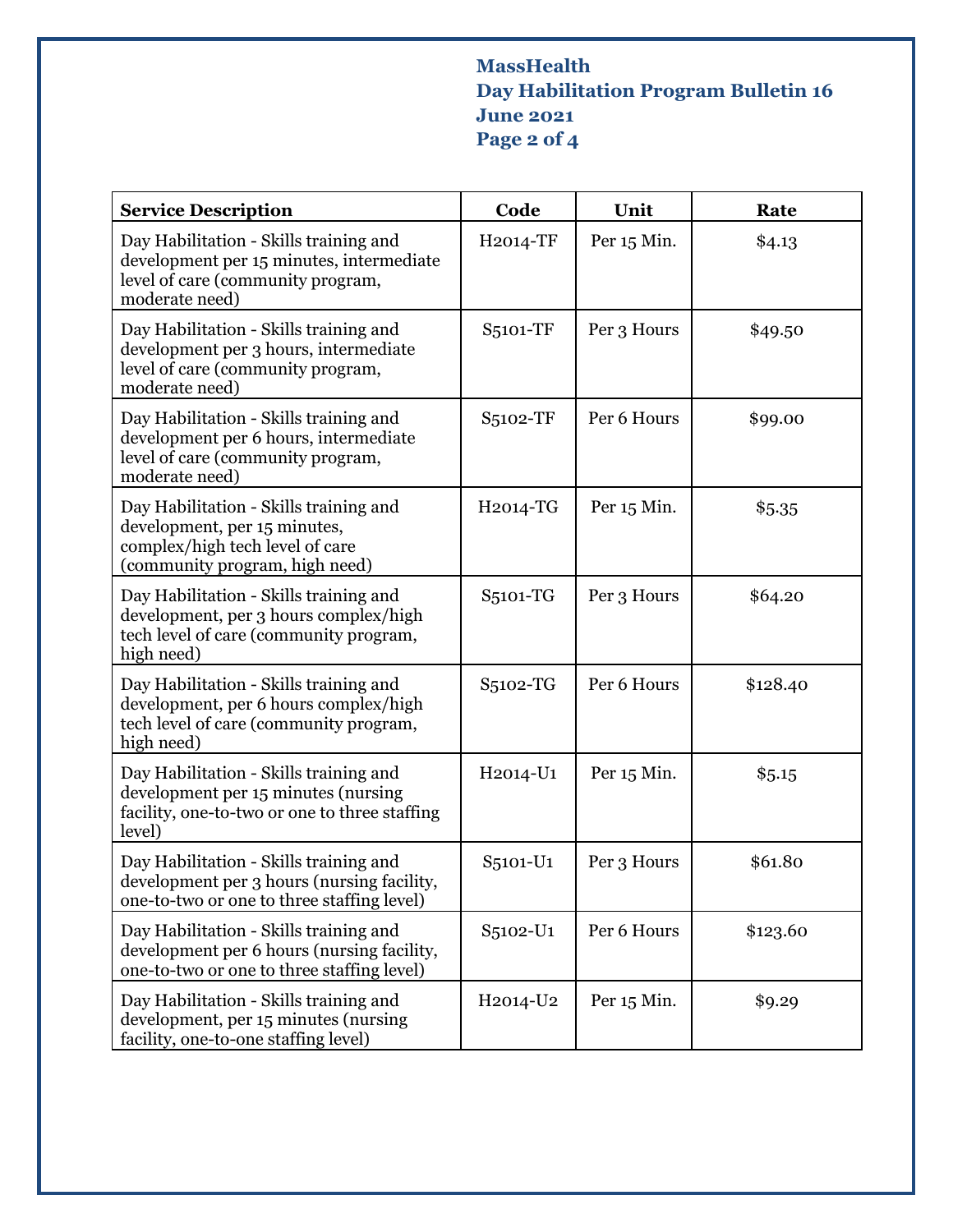| Service Description | Code | Unit | Rate |
|---|---|---|---|
| Day Habilitation - Skills training and development per 15 minutes, intermediate level of care (community program, moderate need) | H2014-TF | Per 15 Min. | $4.13 |
| Day Habilitation - Skills training and development per 3 hours, intermediate level of care (community program, moderate need) | S5101-TF | Per 3 Hours | $49.50 |
| Day Habilitation - Skills training and development per 6 hours, intermediate level of care (community program, moderate need) | S5102-TF | Per 6 Hours | $99.00 |
| Day Habilitation - Skills training and development, per 15 minutes, complex/high tech level of care (community program, high need) | H2014-TG | Per 15 Min. | $5.35 |
| Day Habilitation - Skills training and development, per 3 hours complex/high tech level of care (community program, high need) | S5101-TG | Per 3 Hours | $64.20 |
| Day Habilitation - Skills training and development, per 6 hours complex/high tech level of care (community program, high need) | S5102-TG | Per 6 Hours | $128.40 |
| Day Habilitation - Skills training and development per 15 minutes (nursing facility, one-to-two or one to three staffing level) | H2014-U1 | Per 15 Min. | $5.15 |
| Day Habilitation - Skills training and development per 3 hours (nursing facility, one-to-two or one to three staffing level) | S5101-U1 | Per 3 Hours | $61.80 |
| Day Habilitation - Skills training and development per 6 hours (nursing facility, one-to-two or one to three staffing level) | S5102-U1 | Per 6 Hours | $123.60 |
| Day Habilitation - Skills training and development, per 15 minutes (nursing facility, one-to-one staffing level) | H2014-U2 | Per 15 Min. | $9.29 |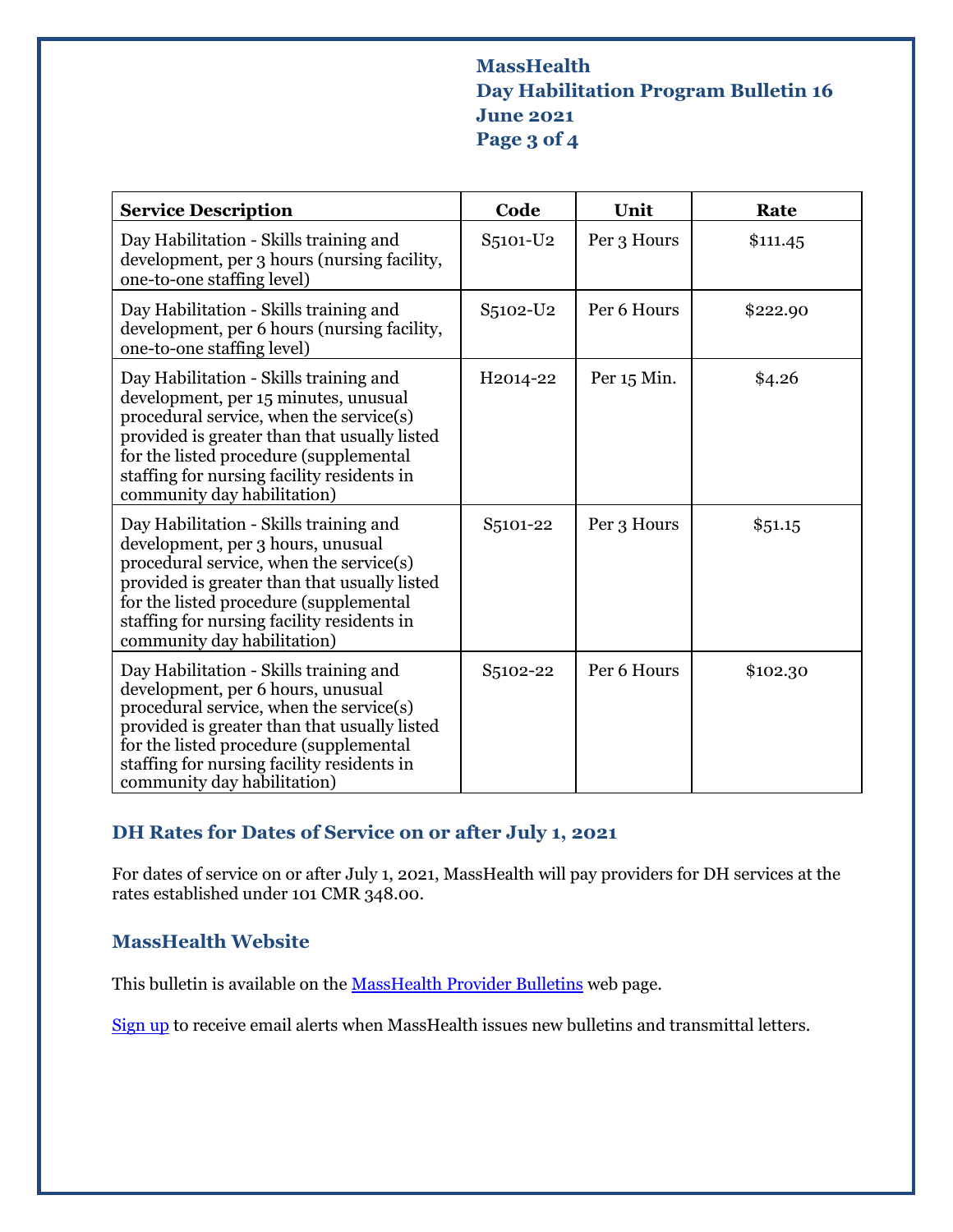| Service Description | Code | Unit | Rate |
|---|---|---|---|
| Day Habilitation - Skills training and development, per 3 hours (nursing facility, one-to-one staffing level) | S5101-U2 | Per 3 Hours | $111.45 |
| Day Habilitation - Skills training and development, per 6 hours (nursing facility, one-to-one staffing level) | S5102-U2 | Per 6 Hours | $222.90 |
| Day Habilitation - Skills training and development, per 15 minutes, unusual procedural service, when the service(s) provided is greater than that usually listed for the listed procedure (supplemental staffing for nursing facility residents in community day habilitation) | H2014-22 | Per 15 Min. | $4.26 |
| Day Habilitation - Skills training and development, per 3 hours, unusual procedural service, when the service(s) provided is greater than that usually listed for the listed procedure (supplemental staffing for nursing facility residents in community day habilitation) | S5101-22 | Per 3 Hours | $51.15 |
| Day Habilitation - Skills training and development, per 6 hours, unusual procedural service, when the service(s) provided is greater than that usually listed for the listed procedure (supplemental staffing for nursing facility residents in community day habilitation) | S5102-22 | Per 6 Hours | $102.30 |

## DH Rates for Dates of Service on or after July 1, 2021

For dates of service on or after July 1, 2021, MassHealth will pay providers for DH services at the rates established under 101 CMR 348.00.

## MassHealth Website

This bulletin is available on the MassHealth Provider Bulletins web page.

Sign up to receive email alerts when MassHealth issues new bulletins and transmittal letters.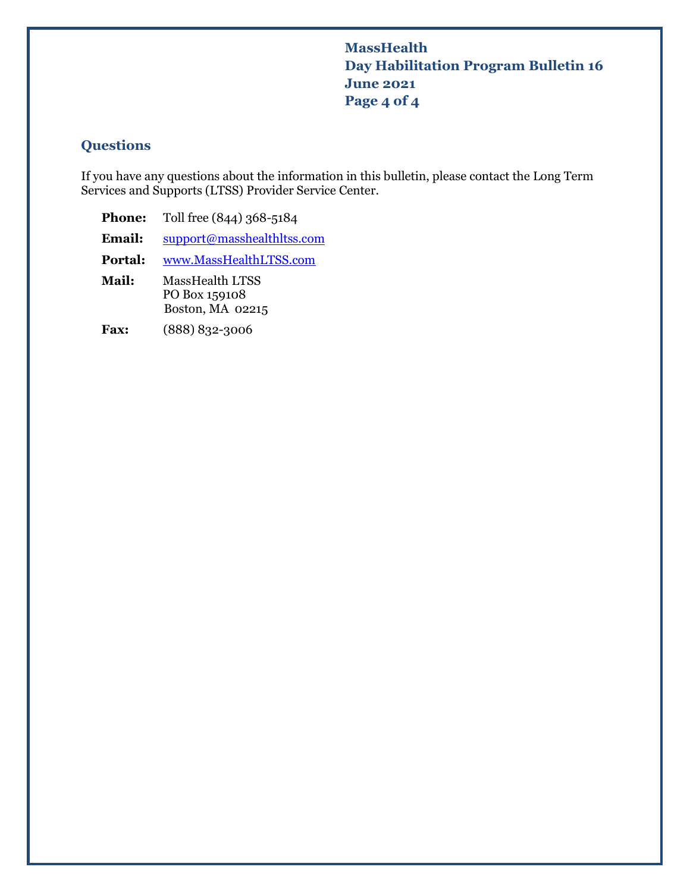## Questions

If you have any questions about the information in this bulletin, please contact the Long Term Services and Supports (LTSS) Provider Service Center.

**Phone:** Toll free (844) 368-5184

**Email:** support@masshealthltss.com

**Portal:** www.MassHealthLTSS.com

**Mail:** MassHealth LTSS
PO Box 159108
Boston, MA 02215

**Fax:** (888) 832-3006